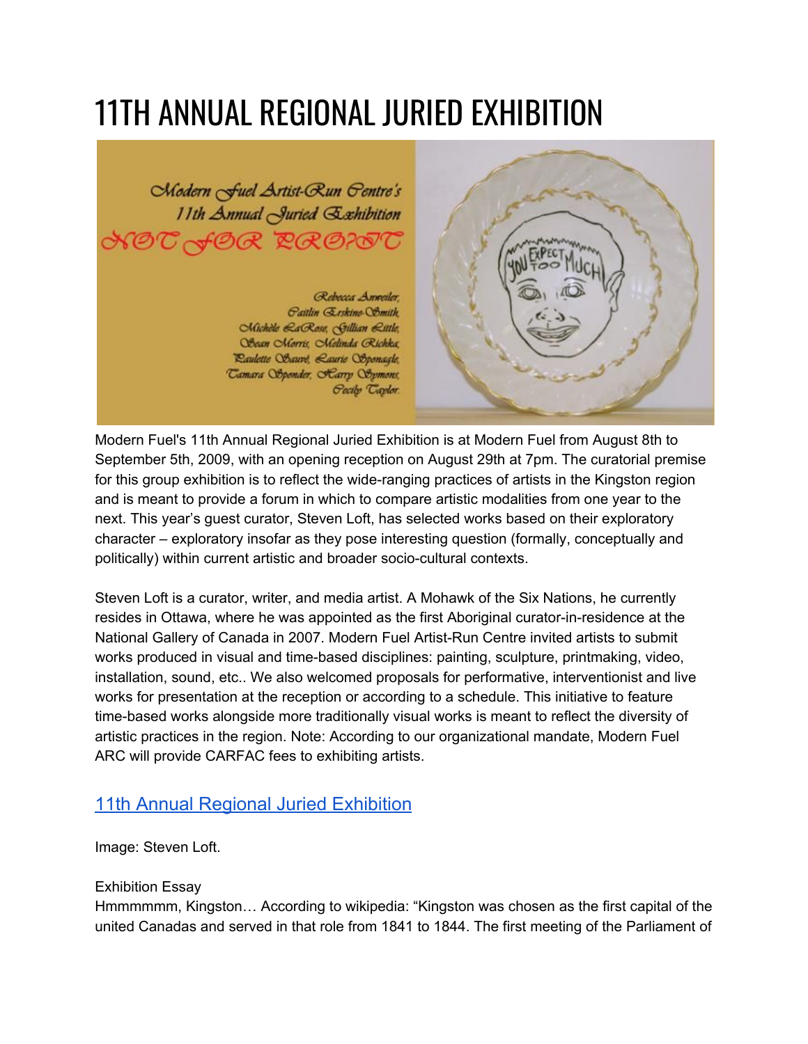# 11TH ANNUAL REGIONAL JURIED EXHIBITION

Modern Fuel's 11th Annual Regional Juried Exhibition is at Modern Fuel from August 8th to September 5th, 2009, with an opening reception on August 29th at 7pm. The curatorial premise for this group exhibition is to reflect the wide-ranging practices of artists in the Kingston region and is meant to provide a forum in which to compare artistic modalities from one year to the next. This year's guest curator, Steven Loft, has selected works based on their exploratory character – exploratory insofar as they pose interesting question (formally, conceptually and politically) within current artistic and broader socio-cultural contexts.

Steven Loft is a curator, writer, and media artist. A Mohawk of the Six Nations, he currently resides in Ottawa, where he was appointed as the first Aboriginal curator-in-residence at the National Gallery of Canada in 2007. Modern Fuel Artist-Run Centre invited artists to submit works produced in visual and time-based disciplines: painting, sculpture, printmaking, video, installation, sound, etc.. We also welcomed proposals for performative, interventionist and live works for presentation at the reception or according to a schedule. This initiative to feature time-based works alongside more traditionally visual works is meant to reflect the diversity of artistic practices in the region. Note: According to our organizational mandate, Modern Fuel ARC will provide CARFAC fees to exhibiting artists.

## 11th Annual Regional Juried Exhibition

Image: Steven Loft.

Exhibition Essay

Hmmmmmm, Kingston… According to wikipedia: "Kingston was chosen as the first capital of the united Canadas and served in that role from 1841 to 1844. The first meeting of the Parliament of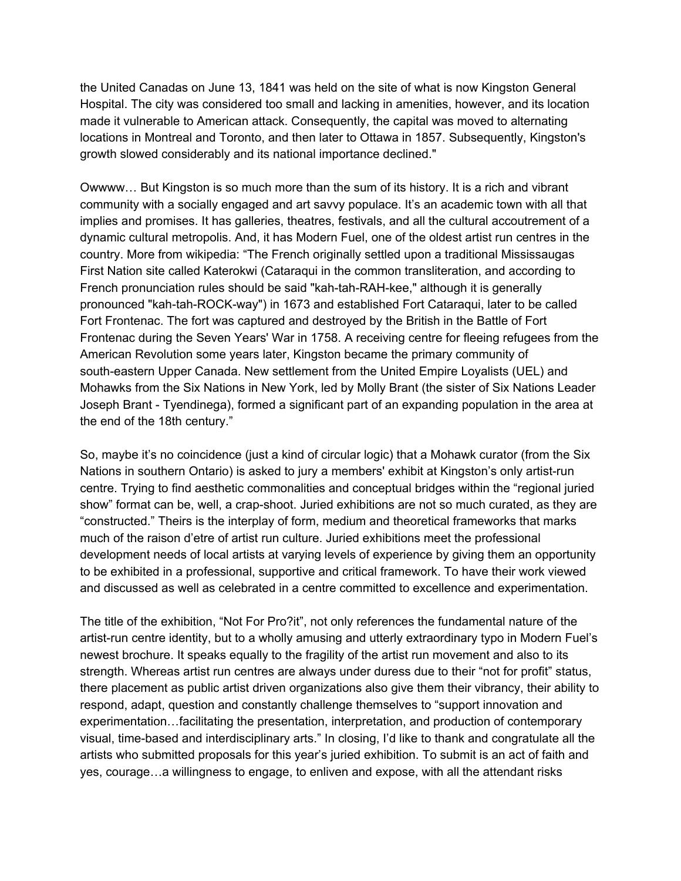the United Canadas on June 13, 1841 was held on the site of what is now Kingston General Hospital. The city was considered too small and lacking in amenities, however, and its location made it vulnerable to American attack. Consequently, the capital was moved to alternating locations in Montreal and Toronto, and then later to Ottawa in 1857. Subsequently, Kingston's growth slowed considerably and its national importance declined."

Owwww… But Kingston is so much more than the sum of its history. It is a rich and vibrant community with a socially engaged and art savvy populace. It's an academic town with all that implies and promises. It has galleries, theatres, festivals, and all the cultural accoutrement of a dynamic cultural metropolis. And, it has Modern Fuel, one of the oldest artist run centres in the country. More from wikipedia: "The French originally settled upon a traditional Mississaugas First Nation site called Katerokwi (Cataraqui in the common transliteration, and according to French pronunciation rules should be said "kah-tah-RAH-kee," although it is generally pronounced "kah-tah-ROCK-way") in 1673 and established Fort Cataraqui, later to be called Fort Frontenac. The fort was captured and destroyed by the British in the Battle of Fort Frontenac during the Seven Years' War in 1758. A receiving centre for fleeing refugees from the American Revolution some years later, Kingston became the primary community of south-eastern Upper Canada. New settlement from the United Empire Loyalists (UEL) and Mohawks from the Six Nations in New York, led by Molly Brant (the sister of Six Nations Leader Joseph Brant - Tyendinega), formed a significant part of an expanding population in the area at the end of the 18th century."

So, maybe it's no coincidence (just a kind of circular logic) that a Mohawk curator (from the Six Nations in southern Ontario) is asked to jury a members' exhibit at Kingston's only artist-run centre. Trying to find aesthetic commonalities and conceptual bridges within the "regional juried show" format can be, well, a crap-shoot. Juried exhibitions are not so much curated, as they are "constructed." Theirs is the interplay of form, medium and theoretical frameworks that marks much of the raison d'etre of artist run culture. Juried exhibitions meet the professional development needs of local artists at varying levels of experience by giving them an opportunity to be exhibited in a professional, supportive and critical framework. To have their work viewed and discussed as well as celebrated in a centre committed to excellence and experimentation.

The title of the exhibition, "Not For Pro?it", not only references the fundamental nature of the artist-run centre identity, but to a wholly amusing and utterly extraordinary typo in Modern Fuel's newest brochure. It speaks equally to the fragility of the artist run movement and also to its strength. Whereas artist run centres are always under duress due to their "not for profit" status, there placement as public artist driven organizations also give them their vibrancy, their ability to respond, adapt, question and constantly challenge themselves to "support innovation and experimentation…facilitating the presentation, interpretation, and production of contemporary visual, time-based and interdisciplinary arts." In closing, I'd like to thank and congratulate all the artists who submitted proposals for this year's juried exhibition. To submit is an act of faith and yes, courage…a willingness to engage, to enliven and expose, with all the attendant risks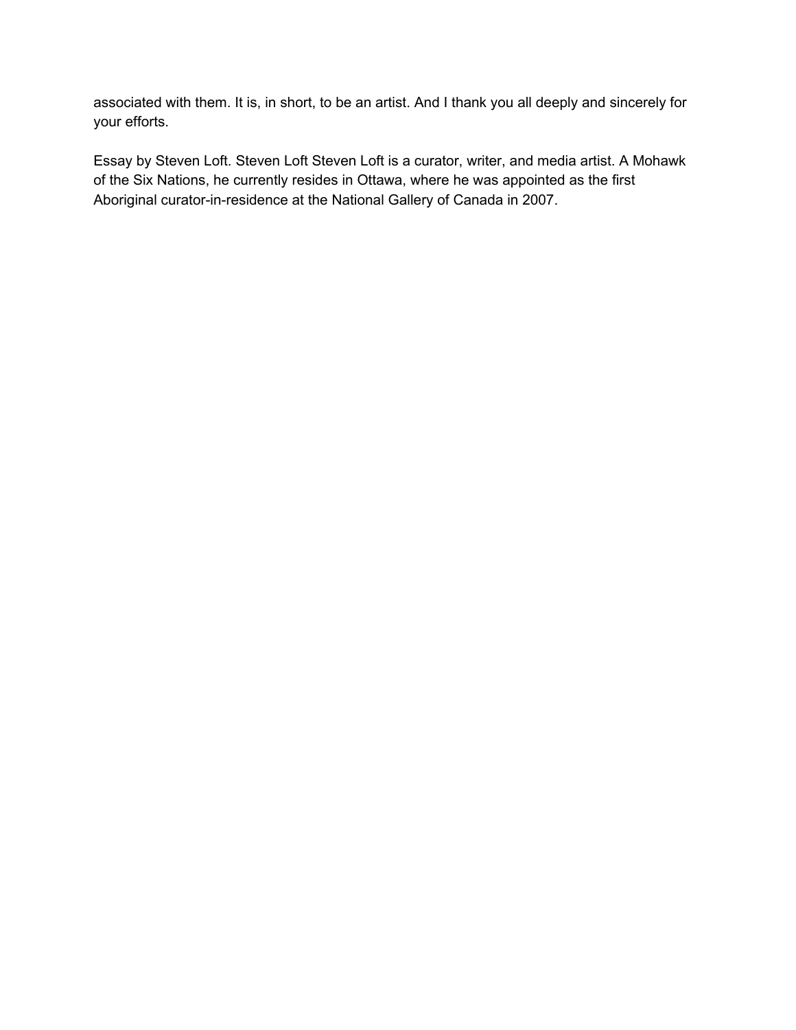associated with them. It is, in short, to be an artist. And I thank you all deeply and sincerely for your efforts.

Essay by Steven Loft. Steven Loft Steven Loft is a curator, writer, and media artist. A Mohawk of the Six Nations, he currently resides in Ottawa, where he was appointed as the first Aboriginal curator-in-residence at the National Gallery of Canada in 2007.